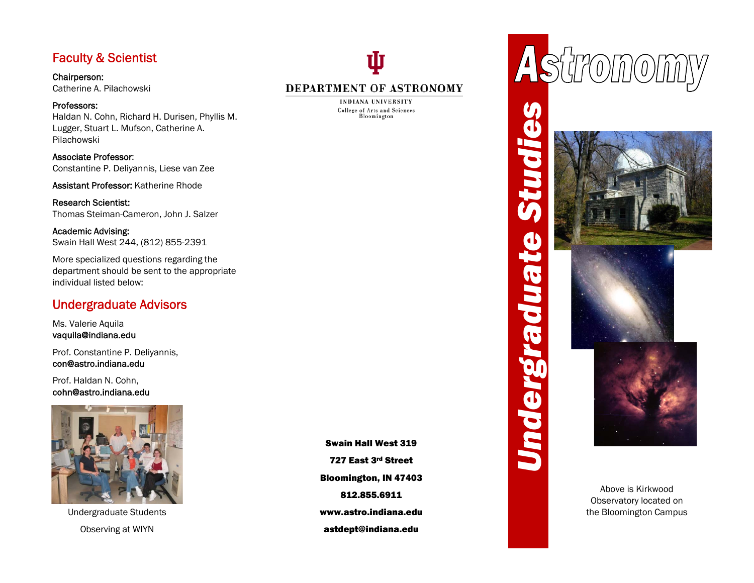## Faculty & Scientist

**Chairperson:**
Catherine A. Pilachowski

**Professors:**
Haldan N. Cohn, Richard H. Durisen, Phyllis M. Lugger, Stuart L. Mufson, Catherine A. Pilachowski

**Associate Professor:**
Constantine P. Deliyannis, Liese van Zee

**Assistant Professor:** Katherine Rhode

**Research Scientist:**
Thomas Steiman-Cameron, John J. Salzer

**Academic Advising:**
Swain Hall West 244, (812) 855-2391

More specialized questions regarding the department should be sent to the appropriate individual listed below:

## Undergraduate Advisors

Ms. Valerie Aquila
**vaquila@indiana.edu**

Prof. Constantine P. Deliyannis,
**con@astro.indiana.edu**

Prof. Haldan N. Cohn,
**cohn@astro.indiana.edu**

Undergraduate Students

Observing at WIYN

**DEPARTMENT OF ASTRONOMY**

INDIANA UNIVERSITY
College of Arts and Sciences
Bloomington

**Swain Hall West 319**

**727 East 3rd Street**

**Bloomington, IN 47403**

**812.855.6911**

**www.astro.indiana.edu**

**astdept@indiana.edu**

# Astronomy

## Undergraduate Studies

Above is Kirkwood Observatory located on the Bloomington Campus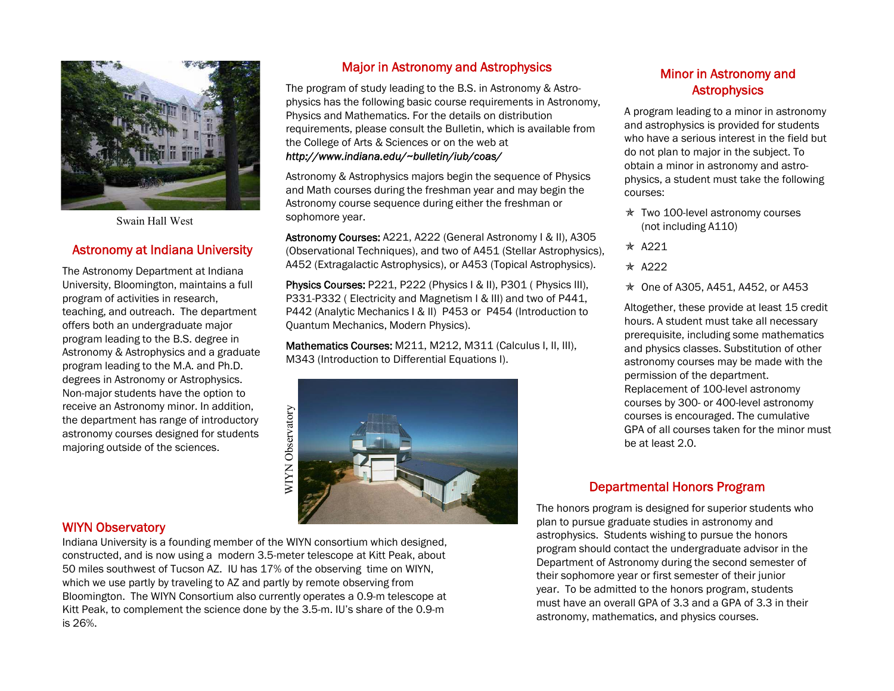Swain Hall West

## Astronomy at Indiana University

The Astronomy Department at Indiana University, Bloomington, maintains a full program of activities in research, teaching, and outreach. The department offers both an undergraduate major program leading to the B.S. degree in Astronomy & Astrophysics and a graduate program leading to the M.A. and Ph.D. degrees in Astronomy or Astrophysics. Non-major students have the option to receive an Astronomy minor. In addition, the department has range of introductory astronomy courses designed for students majoring outside of the sciences.

## WIYN Observatory

Indiana University is a founding member of the WIYN consortium which designed, constructed, and is now using a modern 3.5-meter telescope at Kitt Peak, about 50 miles southwest of Tucson AZ. IU has 17% of the observing time on WIYN, which we use partly by traveling to AZ and partly by remote observing from Bloomington. The WIYN Consortium also currently operates a 0.9-m telescope at Kitt Peak, to complement the science done by the 3.5-m. IU's share of the 0.9-m is 26%.

## Major in Astronomy and Astrophysics

The program of study leading to the B.S. in Astronomy & Astrophysics has the following basic course requirements in Astronomy, Physics and Mathematics. For the details on distribution requirements, please consult the Bulletin, which is available from the College of Arts & Sciences or on the web at *http://www.indiana.edu/~bulletin/iub/coas/*

Astronomy & Astrophysics majors begin the sequence of Physics and Math courses during the freshman year and may begin the Astronomy course sequence during either the freshman or sophomore year.

**Astronomy Courses:** A221, A222 (General Astronomy I & II), A305 (Observational Techniques), and two of A451 (Stellar Astrophysics), A452 (Extragalactic Astrophysics), or A453 (Topical Astrophysics).

**Physics Courses:** P221, P222 (Physics I & II), P301 ( Physics III), P331-P332 ( Electricity and Magnetism I & III) and two of P441, P442 (Analytic Mechanics I & II) P453 or P454 (Introduction to Quantum Mechanics, Modern Physics).

**Mathematics Courses:** M211, M212, M311 (Calculus I, II, III), M343 (Introduction to Differential Equations I).

WIYN Observatory

## Minor in Astronomy and Astrophysics

A program leading to a minor in astronomy and astrophysics is provided for students who have a serious interest in the field but do not plan to major in the subject. To obtain a minor in astronomy and astrophysics, a student must take the following courses:

- Two 100-level astronomy courses (not including A110)
- A221
- A222
- One of A305, A451, A452, or A453

Altogether, these provide at least 15 credit hours. A student must take all necessary prerequisite, including some mathematics and physics classes. Substitution of other astronomy courses may be made with the permission of the department. Replacement of 100-level astronomy courses by 300- or 400-level astronomy courses is encouraged. The cumulative GPA of all courses taken for the minor must be at least 2.0.

## Departmental Honors Program

The honors program is designed for superior students who plan to pursue graduate studies in astronomy and astrophysics. Students wishing to pursue the honors program should contact the undergraduate advisor in the Department of Astronomy during the second semester of their sophomore year or first semester of their junior year. To be admitted to the honors program, students must have an overall GPA of 3.3 and a GPA of 3.3 in their astronomy, mathematics, and physics courses.